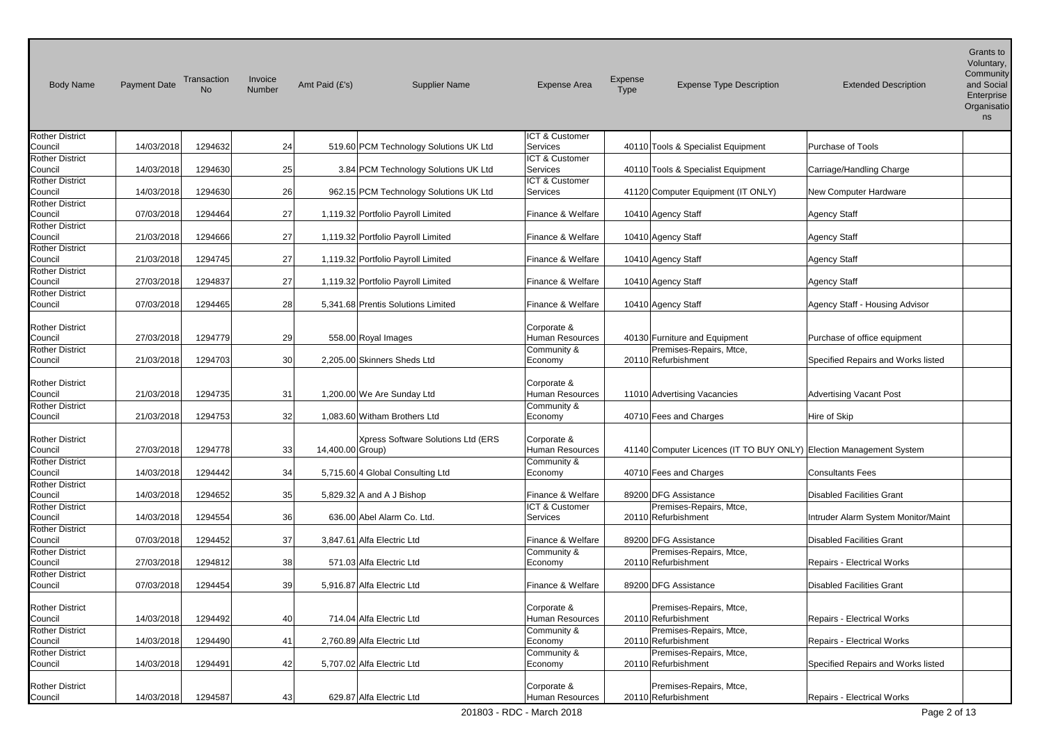| Body Name | Payment Date | Transaction No | Invoice Number | Amt Paid (£'s) | Supplier Name | Expense Area | Expense Type | Expense Type Description | Extended Description | Grants to Voluntary, Community and Social Enterprise Organisations |
|---|---|---|---|---|---|---|---|---|---|---|
| Rother District Council | 14/03/2018 | 1294632 | 24 | 519.60 | PCM Technology Solutions UK Ltd | ICT & Customer Services | 40110 | Tools & Specialist Equipment | Purchase of Tools | |
| Rother District Council | 14/03/2018 | 1294630 | 25 | 3.84 | PCM Technology Solutions UK Ltd | ICT & Customer Services | 40110 | Tools & Specialist Equipment | Carriage/Handling Charge | |
| Rother District Council | 14/03/2018 | 1294630 | 26 | 962.15 | PCM Technology Solutions UK Ltd | ICT & Customer Services | 41120 | Computer Equipment (IT ONLY) | New Computer Hardware | |
| Rother District Council | 07/03/2018 | 1294464 | 27 | 1,119.32 | Portfolio Payroll Limited | Finance & Welfare | 10410 | Agency Staff | Agency Staff | |
| Rother District Council | 21/03/2018 | 1294666 | 27 | 1,119.32 | Portfolio Payroll Limited | Finance & Welfare | 10410 | Agency Staff | Agency Staff | |
| Rother District Council | 21/03/2018 | 1294745 | 27 | 1,119.32 | Portfolio Payroll Limited | Finance & Welfare | 10410 | Agency Staff | Agency Staff | |
| Rother District Council | 27/03/2018 | 1294837 | 27 | 1,119.32 | Portfolio Payroll Limited | Finance & Welfare | 10410 | Agency Staff | Agency Staff | |
| Rother District Council | 07/03/2018 | 1294465 | 28 | 5,341.68 | Prentis Solutions Limited | Finance & Welfare | 10410 | Agency Staff | Agency Staff - Housing Advisor | |
| Rother District Council | 27/03/2018 | 1294779 | 29 | 558.00 | Royal Images | Corporate & Human Resources | 40130 | Furniture and Equipment | Purchase of office equipment | |
| Rother District Council | 21/03/2018 | 1294703 | 30 | 2,205.00 | Skinners Sheds Ltd | Community & Economy | 20110 | Premises-Repairs, Mtce, Refurbishment | Specified Repairs and Works listed | |
| Rother District Council | 21/03/2018 | 1294735 | 31 | 1,200.00 | We Are Sunday Ltd | Corporate & Human Resources | 11010 | Advertising Vacancies | Advertising Vacant Post | |
| Rother District Council | 21/03/2018 | 1294753 | 32 | 1,083.60 | Witham Brothers Ltd | Community & Economy | 40710 | Fees and Charges | Hire of Skip | |
| Rother District Council | 27/03/2018 | 1294778 | 33 | 14,400.00 | Xpress Software Solutions Ltd (ERS Group) | Corporate & Human Resources | 41140 | Computer Licences (IT TO BUY ONLY) | Election Management System | |
| Rother District Council | 14/03/2018 | 1294442 | 34 | 5,715.60 | 4 Global Consulting Ltd | Community & Economy | 40710 | Fees and Charges | Consultants Fees | |
| Rother District Council | 14/03/2018 | 1294652 | 35 | 5,829.32 | A and A J Bishop | Finance & Welfare | 89200 | DFG Assistance | Disabled Facilities Grant | |
| Rother District Council | 14/03/2018 | 1294554 | 36 | 636.00 | Abel Alarm Co. Ltd. | ICT & Customer Services | 20110 | Premises-Repairs, Mtce, Refurbishment | Intruder Alarm System Monitor/Maint | |
| Rother District Council | 07/03/2018 | 1294452 | 37 | 3,847.61 | Alfa Electric Ltd | Finance & Welfare | 89200 | DFG Assistance | Disabled Facilities Grant | |
| Rother District Council | 27/03/2018 | 1294812 | 38 | 571.03 | Alfa Electric Ltd | Community & Economy | 20110 | Premises-Repairs, Mtce, Refurbishment | Repairs - Electrical Works | |
| Rother District Council | 07/03/2018 | 1294454 | 39 | 5,916.87 | Alfa Electric Ltd | Finance & Welfare | 89200 | DFG Assistance | Disabled Facilities Grant | |
| Rother District Council | 14/03/2018 | 1294492 | 40 | 714.04 | Alfa Electric Ltd | Corporate & Human Resources | 20110 | Premises-Repairs, Mtce, Refurbishment | Repairs - Electrical Works | |
| Rother District Council | 14/03/2018 | 1294490 | 41 | 2,760.89 | Alfa Electric Ltd | Community & Economy | 20110 | Premises-Repairs, Mtce, Refurbishment | Repairs - Electrical Works | |
| Rother District Council | 14/03/2018 | 1294491 | 42 | 5,707.02 | Alfa Electric Ltd | Community & Economy | 20110 | Premises-Repairs, Mtce, Refurbishment | Specified Repairs and Works listed | |
| Rother District Council | 14/03/2018 | 1294587 | 43 | 629.87 | Alfa Electric Ltd | Corporate & Human Resources | 20110 | Premises-Repairs, Mtce, Refurbishment | Repairs - Electrical Works | |

201803 - RDC - March 2018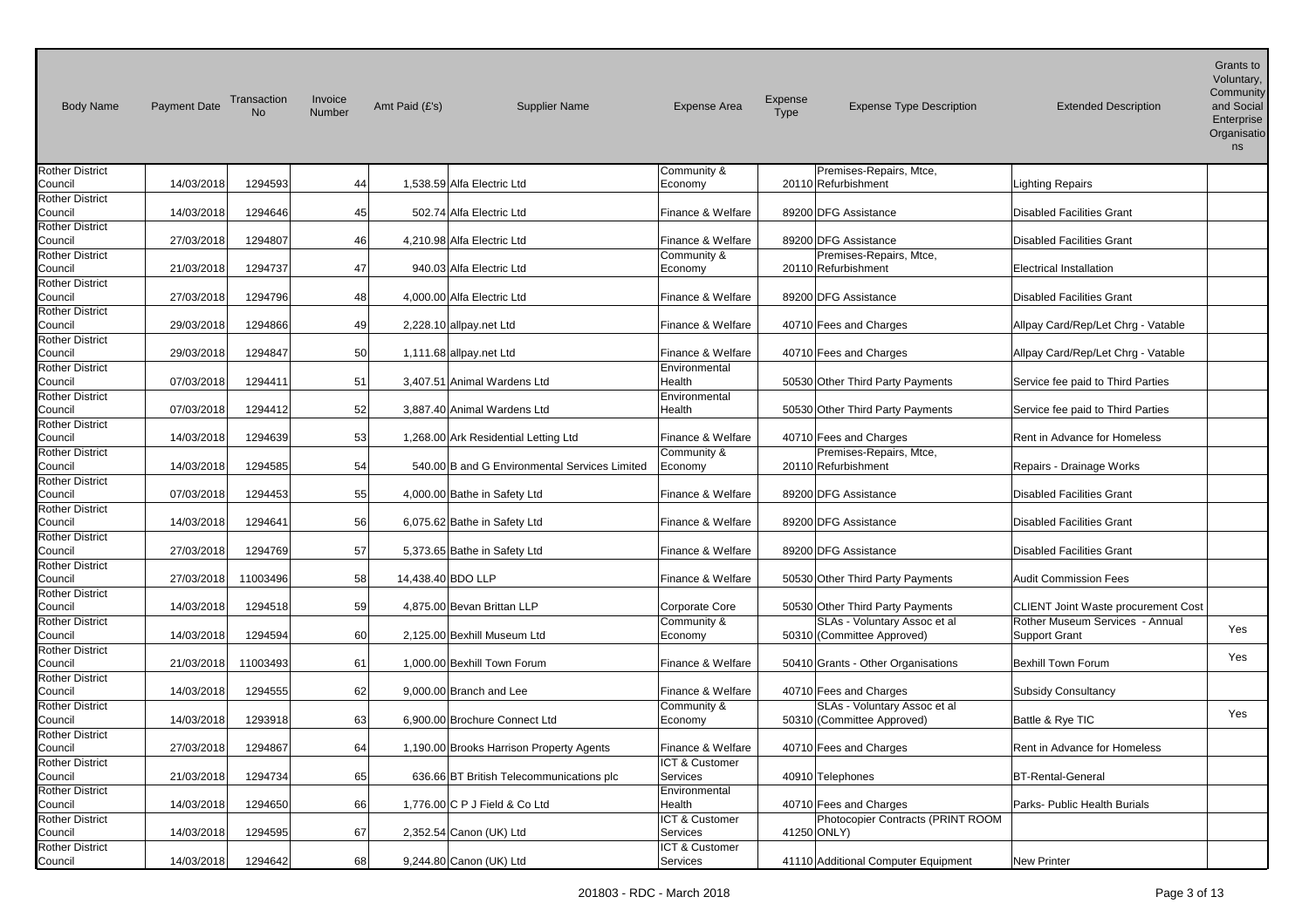| Body Name | Payment Date | Transaction No | Invoice Number | Amt Paid (£'s) | Supplier Name | Expense Area | Expense Type | Expense Type Description | Extended Description | Grants to Voluntary, Community and Social Enterprise Organisations |
|---|---|---|---|---|---|---|---|---|---|---|
| Rother District Council | 14/03/2018 | 1294593 | 44 | 1,538.59 | Alfa Electric Ltd | Community & Economy | 20110 | Premises-Repairs, Mtce, Refurbishment | Lighting Repairs | |
| Rother District Council | 14/03/2018 | 1294646 | 45 | 502.74 | Alfa Electric Ltd | Finance & Welfare | 89200 | DFG Assistance | Disabled Facilities Grant | |
| Rother District Council | 27/03/2018 | 1294807 | 46 | 4,210.98 | Alfa Electric Ltd | Finance & Welfare | 89200 | DFG Assistance | Disabled Facilities Grant | |
| Rother District Council | 21/03/2018 | 1294737 | 47 | 940.03 | Alfa Electric Ltd | Community & Economy | 20110 | Premises-Repairs, Mtce, Refurbishment | Electrical Installation | |
| Rother District Council | 27/03/2018 | 1294796 | 48 | 4,000.00 | Alfa Electric Ltd | Finance & Welfare | 89200 | DFG Assistance | Disabled Facilities Grant | |
| Rother District Council | 29/03/2018 | 1294866 | 49 | 2,228.10 | allpay.net Ltd | Finance & Welfare | 40710 | Fees and Charges | Allpay Card/Rep/Let Chrg - Vatable | |
| Rother District Council | 29/03/2018 | 1294847 | 50 | 1,111.68 | allpay.net Ltd | Finance & Welfare | 40710 | Fees and Charges | Allpay Card/Rep/Let Chrg - Vatable | |
| Rother District Council | 07/03/2018 | 1294411 | 51 | 3,407.51 | Animal Wardens Ltd | Environmental Health | 50530 | Other Third Party Payments | Service fee paid to Third Parties | |
| Rother District Council | 07/03/2018 | 1294412 | 52 | 3,887.40 | Animal Wardens Ltd | Environmental Health | 50530 | Other Third Party Payments | Service fee paid to Third Parties | |
| Rother District Council | 14/03/2018 | 1294639 | 53 | 1,268.00 | Ark Residential Letting Ltd | Finance & Welfare | 40710 | Fees and Charges | Rent in Advance for Homeless | |
| Rother District Council | 14/03/2018 | 1294585 | 54 | 540.00 | B and G Environmental Services Limited | Community & Economy | 20110 | Premises-Repairs, Mtce, Refurbishment | Repairs - Drainage Works | |
| Rother District Council | 07/03/2018 | 1294453 | 55 | 4,000.00 | Bathe in Safety Ltd | Finance & Welfare | 89200 | DFG Assistance | Disabled Facilities Grant | |
| Rother District Council | 14/03/2018 | 1294641 | 56 | 6,075.62 | Bathe in Safety Ltd | Finance & Welfare | 89200 | DFG Assistance | Disabled Facilities Grant | |
| Rother District Council | 27/03/2018 | 1294769 | 57 | 5,373.65 | Bathe in Safety Ltd | Finance & Welfare | 89200 | DFG Assistance | Disabled Facilities Grant | |
| Rother District Council | 27/03/2018 | 11003496 | 58 | 14,438.40 | BDO LLP | Finance & Welfare | 50530 | Other Third Party Payments | Audit Commission Fees | |
| Rother District Council | 14/03/2018 | 1294518 | 59 | 4,875.00 | Bevan Brittan LLP | Corporate Core | 50530 | Other Third Party Payments | CLIENT Joint Waste procurement Cost | |
| Rother District Council | 14/03/2018 | 1294594 | 60 | 2,125.00 | Bexhill Museum Ltd | Community & Economy | 50310 | SLAs - Voluntary Assoc et al (Committee Approved) | Rother Museum Services - Annual Support Grant | Yes |
| Rother District Council | 21/03/2018 | 11003493 | 61 | 1,000.00 | Bexhill Town Forum | Finance & Welfare | 50410 | Grants - Other Organisations | Bexhill Town Forum | Yes |
| Rother District Council | 14/03/2018 | 1294555 | 62 | 9,000.00 | Branch and Lee | Finance & Welfare | 40710 | Fees and Charges | Subsidy Consultancy | |
| Rother District Council | 14/03/2018 | 1293918 | 63 | 6,900.00 | Brochure Connect Ltd | Community & Economy | 50310 | SLAs - Voluntary Assoc et al (Committee Approved) | Battle & Rye TIC | Yes |
| Rother District Council | 27/03/2018 | 1294867 | 64 | 1,190.00 | Brooks Harrison Property Agents | Finance & Welfare | 40710 | Fees and Charges | Rent in Advance for Homeless | |
| Rother District Council | 21/03/2018 | 1294734 | 65 | 636.66 | BT British Telecommunications plc | ICT & Customer Services | 40910 | Telephones | BT-Rental-General | |
| Rother District Council | 14/03/2018 | 1294650 | 66 | 1,776.00 | C P J Field & Co Ltd | Environmental Health | 40710 | Fees and Charges | Parks- Public Health Burials | |
| Rother District Council | 14/03/2018 | 1294595 | 67 | 2,352.54 | Canon (UK) Ltd | ICT & Customer Services | 41250 | Photocopier Contracts (PRINT ROOM ONLY) | | |
| Rother District Council | 14/03/2018 | 1294642 | 68 | 9,244.80 | Canon (UK) Ltd | ICT & Customer Services | 41110 | Additional Computer Equipment | New Printer | |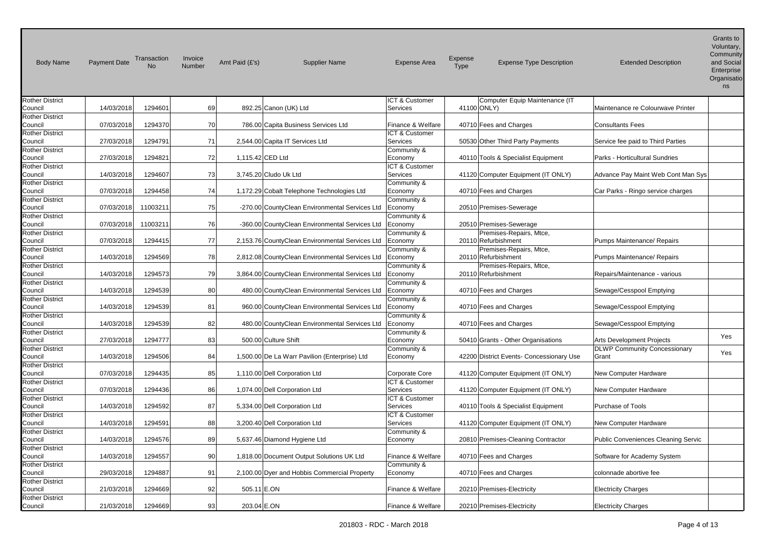| Body Name | Payment Date | Transaction No | Invoice Number | Amt Paid (£'s) | Supplier Name | Expense Area | Expense Type | Expense Type Description | Extended Description | Grants to Voluntary, Community and Social Enterprise Organisations |
|---|---|---|---|---|---|---|---|---|---|---|
| Rother District Council | 14/03/2018 | 1294601 | 69 | 892.25 | Canon (UK) Ltd | ICT & Customer Services | 41100 | Computer Equip Maintenance (IT ONLY) | Maintenance re Colourwave Printer | |
| Rother District Council | 07/03/2018 | 1294370 | 70 | 786.00 | Capita Business Services Ltd | Finance & Welfare | 40710 | Fees and Charges | Consultants Fees | |
| Rother District Council | 27/03/2018 | 1294791 | 71 | 2,544.00 | Capita IT Services Ltd | ICT & Customer Services | 50530 | Other Third Party Payments | Service fee paid to Third Parties | |
| Rother District Council | 27/03/2018 | 1294821 | 72 | 1,115.42 | CED Ltd | Community & Economy | 40110 | Tools & Specialist Equipment | Parks - Horticultural Sundries | |
| Rother District Council | 14/03/2018 | 1294607 | 73 | 3,745.20 | Cludo Uk Ltd | ICT & Customer Services | 41120 | Computer Equipment (IT ONLY) | Advance Pay Maint Web Cont Man Sys | |
| Rother District Council | 07/03/2018 | 1294458 | 74 | 1,172.29 | Cobalt Telephone Technologies Ltd | Community & Economy | 40710 | Fees and Charges | Car Parks - Ringo service charges | |
| Rother District Council | 07/03/2018 | 11003211 | 75 | -270.00 | CountyClean Environmental Services Ltd | Community & Economy | 20510 | Premises-Sewerage | | |
| Rother District Council | 07/03/2018 | 11003211 | 76 | -360.00 | CountyClean Environmental Services Ltd | Community & Economy | 20510 | Premises-Sewerage | | |
| Rother District Council | 07/03/2018 | 1294415 | 77 | 2,153.76 | CountyClean Environmental Services Ltd | Community & Economy | 20110 | Premises-Repairs, Mtce, Refurbishment | Pumps Maintenance/ Repairs | |
| Rother District Council | 14/03/2018 | 1294569 | 78 | 2,812.08 | CountyClean Environmental Services Ltd | Community & Economy | 20110 | Premises-Repairs, Mtce, Refurbishment | Pumps Maintenance/ Repairs | |
| Rother District Council | 14/03/2018 | 1294573 | 79 | 3,864.00 | CountyClean Environmental Services Ltd | Community & Economy | 20110 | Premises-Repairs, Mtce, Refurbishment | Repairs/Maintenance - various | |
| Rother District Council | 14/03/2018 | 1294539 | 80 | 480.00 | CountyClean Environmental Services Ltd | Community & Economy | 40710 | Fees and Charges | Sewage/Cesspool Emptying | |
| Rother District Council | 14/03/2018 | 1294539 | 81 | 960.00 | CountyClean Environmental Services Ltd | Community & Economy | 40710 | Fees and Charges | Sewage/Cesspool Emptying | |
| Rother District Council | 14/03/2018 | 1294539 | 82 | 480.00 | CountyClean Environmental Services Ltd | Community & Economy | 40710 | Fees and Charges | Sewage/Cesspool Emptying | |
| Rother District Council | 27/03/2018 | 1294777 | 83 | 500.00 | Culture Shift | Community & Economy | 50410 | Grants - Other Organisations | Arts Development Projects | Yes |
| Rother District Council | 14/03/2018 | 1294506 | 84 | 1,500.00 | De La Warr Pavilion (Enterprise) Ltd | Community & Economy | 42200 | District Events- Concessionary Use | DLWP Community Concessionary Grant | Yes |
| Rother District Council | 07/03/2018 | 1294435 | 85 | 1,110.00 | Dell Corporation Ltd | Corporate Core | 41120 | Computer Equipment (IT ONLY) | New Computer Hardware | |
| Rother District Council | 07/03/2018 | 1294436 | 86 | 1,074.00 | Dell Corporation Ltd | ICT & Customer Services | 41120 | Computer Equipment (IT ONLY) | New Computer Hardware | |
| Rother District Council | 14/03/2018 | 1294592 | 87 | 5,334.00 | Dell Corporation Ltd | ICT & Customer Services | 40110 | Tools & Specialist Equipment | Purchase of Tools | |
| Rother District Council | 14/03/2018 | 1294591 | 88 | 3,200.40 | Dell Corporation Ltd | ICT & Customer Services | 41120 | Computer Equipment (IT ONLY) | New Computer Hardware | |
| Rother District Council | 14/03/2018 | 1294576 | 89 | 5,637.46 | Diamond Hygiene Ltd | Community & Economy | 20810 | Premises-Cleaning Contractor | Public Conveniences Cleaning Servic | |
| Rother District Council | 14/03/2018 | 1294557 | 90 | 1,818.00 | Document Output Solutions UK Ltd | Finance & Welfare | 40710 | Fees and Charges | Software for Academy System | |
| Rother District Council | 29/03/2018 | 1294887 | 91 | 2,100.00 | Dyer and Hobbis Commercial Property | Community & Economy | 40710 | Fees and Charges | colonnade abortive fee | |
| Rother District Council | 21/03/2018 | 1294669 | 92 | 505.11 | E.ON | Finance & Welfare | 20210 | Premises-Electricity | Electricity Charges | |
| Rother District Council | 21/03/2018 | 1294669 | 93 | 203.04 | E.ON | Finance & Welfare | 20210 | Premises-Electricity | Electricity Charges | |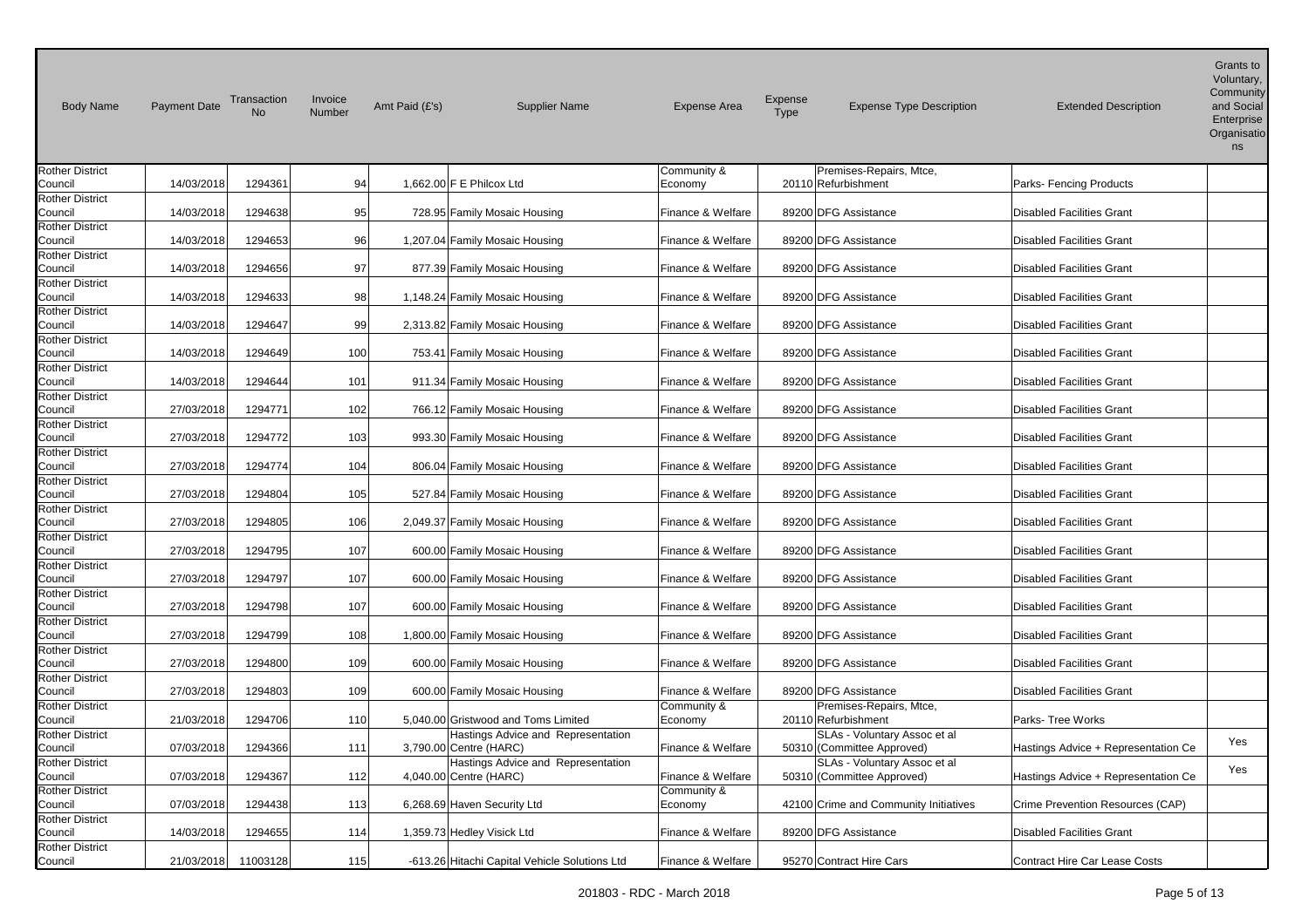| Body Name | Payment Date | Transaction No | Invoice Number | Amt Paid (£'s) | Supplier Name | Expense Area | Expense Type | Expense Type Description | Extended Description | Grants to Voluntary, Community and Social Enterprise Organisations |
|---|---|---|---|---|---|---|---|---|---|---|
| Rother District Council | 14/03/2018 | 1294361 | 94 | 1,662.00 | F E Philcox Ltd | Community & Economy | 20110 | Premises-Repairs, Mtce, Refurbishment | Parks- Fencing Products | |
| Rother District Council | 14/03/2018 | 1294638 | 95 | 728.95 | Family Mosaic Housing | Finance & Welfare | 89200 | DFG Assistance | Disabled Facilities Grant | |
| Rother District Council | 14/03/2018 | 1294653 | 96 | 1,207.04 | Family Mosaic Housing | Finance & Welfare | 89200 | DFG Assistance | Disabled Facilities Grant | |
| Rother District Council | 14/03/2018 | 1294656 | 97 | 877.39 | Family Mosaic Housing | Finance & Welfare | 89200 | DFG Assistance | Disabled Facilities Grant | |
| Rother District Council | 14/03/2018 | 1294633 | 98 | 1,148.24 | Family Mosaic Housing | Finance & Welfare | 89200 | DFG Assistance | Disabled Facilities Grant | |
| Rother District Council | 14/03/2018 | 1294647 | 99 | 2,313.82 | Family Mosaic Housing | Finance & Welfare | 89200 | DFG Assistance | Disabled Facilities Grant | |
| Rother District Council | 14/03/2018 | 1294649 | 100 | 753.41 | Family Mosaic Housing | Finance & Welfare | 89200 | DFG Assistance | Disabled Facilities Grant | |
| Rother District Council | 14/03/2018 | 1294644 | 101 | 911.34 | Family Mosaic Housing | Finance & Welfare | 89200 | DFG Assistance | Disabled Facilities Grant | |
| Rother District Council | 27/03/2018 | 1294771 | 102 | 766.12 | Family Mosaic Housing | Finance & Welfare | 89200 | DFG Assistance | Disabled Facilities Grant | |
| Rother District Council | 27/03/2018 | 1294772 | 103 | 993.30 | Family Mosaic Housing | Finance & Welfare | 89200 | DFG Assistance | Disabled Facilities Grant | |
| Rother District Council | 27/03/2018 | 1294774 | 104 | 806.04 | Family Mosaic Housing | Finance & Welfare | 89200 | DFG Assistance | Disabled Facilities Grant | |
| Rother District Council | 27/03/2018 | 1294804 | 105 | 527.84 | Family Mosaic Housing | Finance & Welfare | 89200 | DFG Assistance | Disabled Facilities Grant | |
| Rother District Council | 27/03/2018 | 1294805 | 106 | 2,049.37 | Family Mosaic Housing | Finance & Welfare | 89200 | DFG Assistance | Disabled Facilities Grant | |
| Rother District Council | 27/03/2018 | 1294795 | 107 | 600.00 | Family Mosaic Housing | Finance & Welfare | 89200 | DFG Assistance | Disabled Facilities Grant | |
| Rother District Council | 27/03/2018 | 1294797 | 107 | 600.00 | Family Mosaic Housing | Finance & Welfare | 89200 | DFG Assistance | Disabled Facilities Grant | |
| Rother District Council | 27/03/2018 | 1294798 | 107 | 600.00 | Family Mosaic Housing | Finance & Welfare | 89200 | DFG Assistance | Disabled Facilities Grant | |
| Rother District Council | 27/03/2018 | 1294799 | 108 | 1,800.00 | Family Mosaic Housing | Finance & Welfare | 89200 | DFG Assistance | Disabled Facilities Grant | |
| Rother District Council | 27/03/2018 | 1294800 | 109 | 600.00 | Family Mosaic Housing | Finance & Welfare | 89200 | DFG Assistance | Disabled Facilities Grant | |
| Rother District Council | 27/03/2018 | 1294803 | 109 | 600.00 | Family Mosaic Housing | Finance & Welfare | 89200 | DFG Assistance | Disabled Facilities Grant | |
| Rother District Council | 21/03/2018 | 1294706 | 110 | 5,040.00 | Gristwood and Toms Limited | Community & Economy | 20110 | Premises-Repairs, Mtce, Refurbishment | Parks- Tree Works | |
| Rother District Council | 07/03/2018 | 1294366 | 111 | 3,790.00 | Hastings Advice and Representation Centre (HARC) | Finance & Welfare | 50310 | SLAs - Voluntary Assoc et al (Committee Approved) | Hastings Advice + Representation Ce | Yes |
| Rother District Council | 07/03/2018 | 1294367 | 112 | 4,040.00 | Hastings Advice and Representation Centre (HARC) | Finance & Welfare | 50310 | SLAs - Voluntary Assoc et al (Committee Approved) | Hastings Advice + Representation Ce | Yes |
| Rother District Council | 07/03/2018 | 1294438 | 113 | 6,268.69 | Haven Security Ltd | Community & Economy | 42100 | Crime and Community Initiatives | Crime Prevention Resources (CAP) | |
| Rother District Council | 14/03/2018 | 1294655 | 114 | 1,359.73 | Hedley Visick Ltd | Finance & Welfare | 89200 | DFG Assistance | Disabled Facilities Grant | |
| Rother District Council | 21/03/2018 | 11003128 | 115 | -613.26 | Hitachi Capital Vehicle Solutions Ltd | Finance & Welfare | 95270 | Contract Hire Cars | Contract Hire Car Lease Costs | |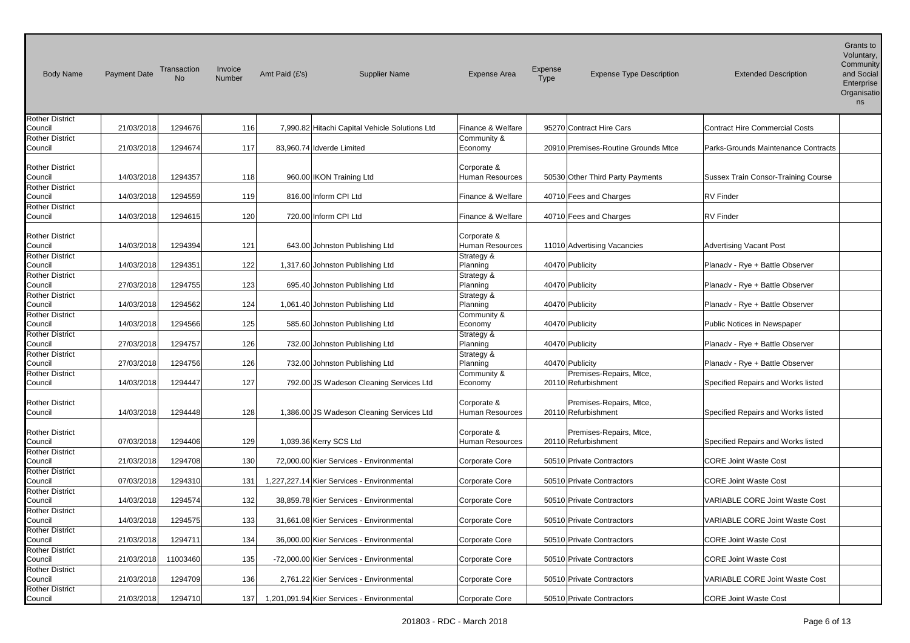| Body Name | Payment Date | Transaction No | Invoice Number | Amt Paid (£'s) | Supplier Name | Expense Area | Expense Type | Expense Type Description | Extended Description | Grants to Voluntary, Community and Social Enterprise Organisations |
|---|---|---|---|---|---|---|---|---|---|---|
| Rother District Council | 21/03/2018 | 1294676 | 116 | 7,990.82 | Hitachi Capital Vehicle Solutions Ltd | Finance & Welfare | 95270 | Contract Hire Cars | Contract Hire Commercial Costs | |
| Rother District Council | 21/03/2018 | 1294674 | 117 | 83,960.74 | Idverde Limited | Community & Economy | 20910 | Premises-Routine Grounds Mtce | Parks-Grounds Maintenance Contracts | |
| Rother District Council | 14/03/2018 | 1294357 | 118 | 960.00 | IKON Training Ltd | Corporate & Human Resources | 50530 | Other Third Party Payments | Sussex Train Consor-Training Course | |
| Rother District Council | 14/03/2018 | 1294559 | 119 | 816.00 | Inform CPI Ltd | Finance & Welfare | 40710 | Fees and Charges | RV Finder | |
| Rother District Council | 14/03/2018 | 1294615 | 120 | 720.00 | Inform CPI Ltd | Finance & Welfare | 40710 | Fees and Charges | RV Finder | |
| Rother District Council | 14/03/2018 | 1294394 | 121 | 643.00 | Johnston Publishing Ltd | Corporate & Human Resources | 11010 | Advertising Vacancies | Advertising Vacant Post | |
| Rother District Council | 14/03/2018 | 1294351 | 122 | 1,317.60 | Johnston Publishing Ltd | Strategy & Planning | 40470 | Publicity | Planadv - Rye + Battle Observer | |
| Rother District Council | 27/03/2018 | 1294755 | 123 | 695.40 | Johnston Publishing Ltd | Strategy & Planning | 40470 | Publicity | Planadv - Rye + Battle Observer | |
| Rother District Council | 14/03/2018 | 1294562 | 124 | 1,061.40 | Johnston Publishing Ltd | Strategy & Planning | 40470 | Publicity | Planadv - Rye + Battle Observer | |
| Rother District Council | 14/03/2018 | 1294566 | 125 | 585.60 | Johnston Publishing Ltd | Community & Economy | 40470 | Publicity | Public Notices in Newspaper | |
| Rother District Council | 27/03/2018 | 1294757 | 126 | 732.00 | Johnston Publishing Ltd | Strategy & Planning | 40470 | Publicity | Planadv - Rye + Battle Observer | |
| Rother District Council | 27/03/2018 | 1294756 | 126 | 732.00 | Johnston Publishing Ltd | Strategy & Planning | 40470 | Publicity | Planadv - Rye + Battle Observer | |
| Rother District Council | 14/03/2018 | 1294447 | 127 | 792.00 | JS Wadeson Cleaning Services Ltd | Community & Economy | 20110 | Premises-Repairs, Mtce, Refurbishment | Specified Repairs and Works listed | |
| Rother District Council | 14/03/2018 | 1294448 | 128 | 1,386.00 | JS Wadeson Cleaning Services Ltd | Corporate & Human Resources | 20110 | Premises-Repairs, Mtce, Refurbishment | Specified Repairs and Works listed | |
| Rother District Council | 07/03/2018 | 1294406 | 129 | 1,039.36 | Kerry SCS Ltd | Corporate & Human Resources | 20110 | Premises-Repairs, Mtce, Refurbishment | Specified Repairs and Works listed | |
| Rother District Council | 21/03/2018 | 1294708 | 130 | 72,000.00 | Kier Services - Environmental | Corporate Core | 50510 | Private Contractors | CORE Joint Waste Cost | |
| Rother District Council | 07/03/2018 | 1294310 | 131 | 1,227,227.14 | Kier Services - Environmental | Corporate Core | 50510 | Private Contractors | CORE Joint Waste Cost | |
| Rother District Council | 14/03/2018 | 1294574 | 132 | 38,859.78 | Kier Services - Environmental | Corporate Core | 50510 | Private Contractors | VARIABLE CORE Joint Waste Cost | |
| Rother District Council | 14/03/2018 | 1294575 | 133 | 31,661.08 | Kier Services - Environmental | Corporate Core | 50510 | Private Contractors | VARIABLE CORE Joint Waste Cost | |
| Rother District Council | 21/03/2018 | 1294711 | 134 | 36,000.00 | Kier Services - Environmental | Corporate Core | 50510 | Private Contractors | CORE Joint Waste Cost | |
| Rother District Council | 21/03/2018 | 11003460 | 135 | -72,000.00 | Kier Services - Environmental | Corporate Core | 50510 | Private Contractors | CORE Joint Waste Cost | |
| Rother District Council | 21/03/2018 | 1294709 | 136 | 2,761.22 | Kier Services - Environmental | Corporate Core | 50510 | Private Contractors | VARIABLE CORE Joint Waste Cost | |
| Rother District Council | 21/03/2018 | 1294710 | 137 | 1,201,091.94 | Kier Services - Environmental | Corporate Core | 50510 | Private Contractors | CORE Joint Waste Cost | |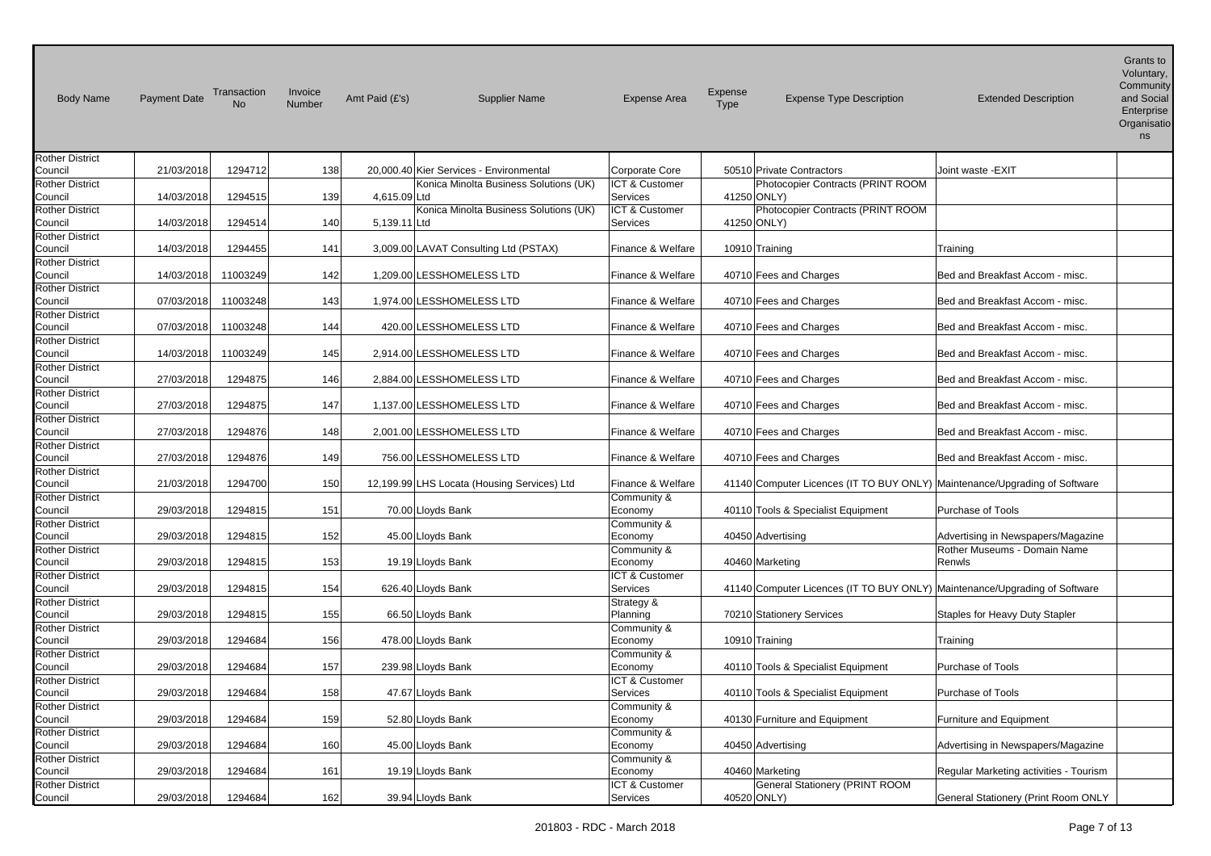| Body Name | Payment Date | Transaction No | Invoice Number | Amt Paid (£'s) | Supplier Name | Expense Area | Expense Type | Expense Type Description | Extended Description | Grants to Voluntary, Community and Social Enterprise Organisations |
|---|---|---|---|---|---|---|---|---|---|---|
| Rother District Council | 21/03/2018 | 1294712 | 138 | 20,000.40 | Kier Services - Environmental | Corporate Core | 50510 | Private Contractors | Joint waste -EXIT | |
| Rother District Council | 14/03/2018 | 1294515 | 139 | 4,615.09 | Konica Minolta Business Solutions (UK) Ltd | ICT & Customer Services | 41250 | Photocopier Contracts (PRINT ROOM ONLY) | | |
| Rother District Council | 14/03/2018 | 1294514 | 140 | 5,139.11 | Konica Minolta Business Solutions (UK) Ltd | ICT & Customer Services | 41250 | Photocopier Contracts (PRINT ROOM ONLY) | | |
| Rother District Council | 14/03/2018 | 1294455 | 141 | 3,009.00 | LAVAT Consulting Ltd (PSTAX) | Finance & Welfare | 10910 | Training | Training | |
| Rother District Council | 14/03/2018 | 11003249 | 142 | 1,209.00 | LESSHOMELESS LTD | Finance & Welfare | 40710 | Fees and Charges | Bed and Breakfast Accom - misc. | |
| Rother District Council | 07/03/2018 | 11003248 | 143 | 1,974.00 | LESSHOMELESS LTD | Finance & Welfare | 40710 | Fees and Charges | Bed and Breakfast Accom - misc. | |
| Rother District Council | 07/03/2018 | 11003248 | 144 | 420.00 | LESSHOMELESS LTD | Finance & Welfare | 40710 | Fees and Charges | Bed and Breakfast Accom - misc. | |
| Rother District Council | 14/03/2018 | 11003249 | 145 | 2,914.00 | LESSHOMELESS LTD | Finance & Welfare | 40710 | Fees and Charges | Bed and Breakfast Accom - misc. | |
| Rother District Council | 27/03/2018 | 1294875 | 146 | 2,884.00 | LESSHOMELESS LTD | Finance & Welfare | 40710 | Fees and Charges | Bed and Breakfast Accom - misc. | |
| Rother District Council | 27/03/2018 | 1294875 | 147 | 1,137.00 | LESSHOMELESS LTD | Finance & Welfare | 40710 | Fees and Charges | Bed and Breakfast Accom - misc. | |
| Rother District Council | 27/03/2018 | 1294876 | 148 | 2,001.00 | LESSHOMELESS LTD | Finance & Welfare | 40710 | Fees and Charges | Bed and Breakfast Accom - misc. | |
| Rother District Council | 27/03/2018 | 1294876 | 149 | 756.00 | LESSHOMELESS LTD | Finance & Welfare | 40710 | Fees and Charges | Bed and Breakfast Accom - misc. | |
| Rother District Council | 21/03/2018 | 1294700 | 150 | 12,199.99 | LHS Locata (Housing Services) Ltd | Finance & Welfare | 41140 | Computer Licences (IT TO BUY ONLY) | Maintenance/Upgrading of Software | |
| Rother District Council | 29/03/2018 | 1294815 | 151 | 70.00 | Lloyds Bank | Community & Economy | 40110 | Tools & Specialist Equipment | Purchase of Tools | |
| Rother District Council | 29/03/2018 | 1294815 | 152 | 45.00 | Lloyds Bank | Community & Economy | 40450 | Advertising | Advertising in Newspapers/Magazine | |
| Rother District Council | 29/03/2018 | 1294815 | 153 | 19.19 | Lloyds Bank | Community & Economy | 40460 | Marketing | Rother Museums - Domain Name Renwls | |
| Rother District Council | 29/03/2018 | 1294815 | 154 | 626.40 | Lloyds Bank | ICT & Customer Services | 41140 | Computer Licences (IT TO BUY ONLY) | Maintenance/Upgrading of Software | |
| Rother District Council | 29/03/2018 | 1294815 | 155 | 66.50 | Lloyds Bank | Strategy & Planning | 70210 | Stationery Services | Staples for Heavy Duty Stapler | |
| Rother District Council | 29/03/2018 | 1294684 | 156 | 478.00 | Lloyds Bank | Community & Economy | 10910 | Training | Training | |
| Rother District Council | 29/03/2018 | 1294684 | 157 | 239.98 | Lloyds Bank | Community & Economy | 40110 | Tools & Specialist Equipment | Purchase of Tools | |
| Rother District Council | 29/03/2018 | 1294684 | 158 | 47.67 | Lloyds Bank | ICT & Customer Services | 40110 | Tools & Specialist Equipment | Purchase of Tools | |
| Rother District Council | 29/03/2018 | 1294684 | 159 | 52.80 | Lloyds Bank | Community & Economy | 40130 | Furniture and Equipment | Furniture and Equipment | |
| Rother District Council | 29/03/2018 | 1294684 | 160 | 45.00 | Lloyds Bank | Community & Economy | 40450 | Advertising | Advertising in Newspapers/Magazine | |
| Rother District Council | 29/03/2018 | 1294684 | 161 | 19.19 | Lloyds Bank | Community & Economy | 40460 | Marketing | Regular Marketing activities - Tourism | |
| Rother District Council | 29/03/2018 | 1294684 | 162 | 39.94 | Lloyds Bank | ICT & Customer Services | 40520 | General Stationery (PRINT ROOM ONLY) | General Stationery (Print Room ONLY | |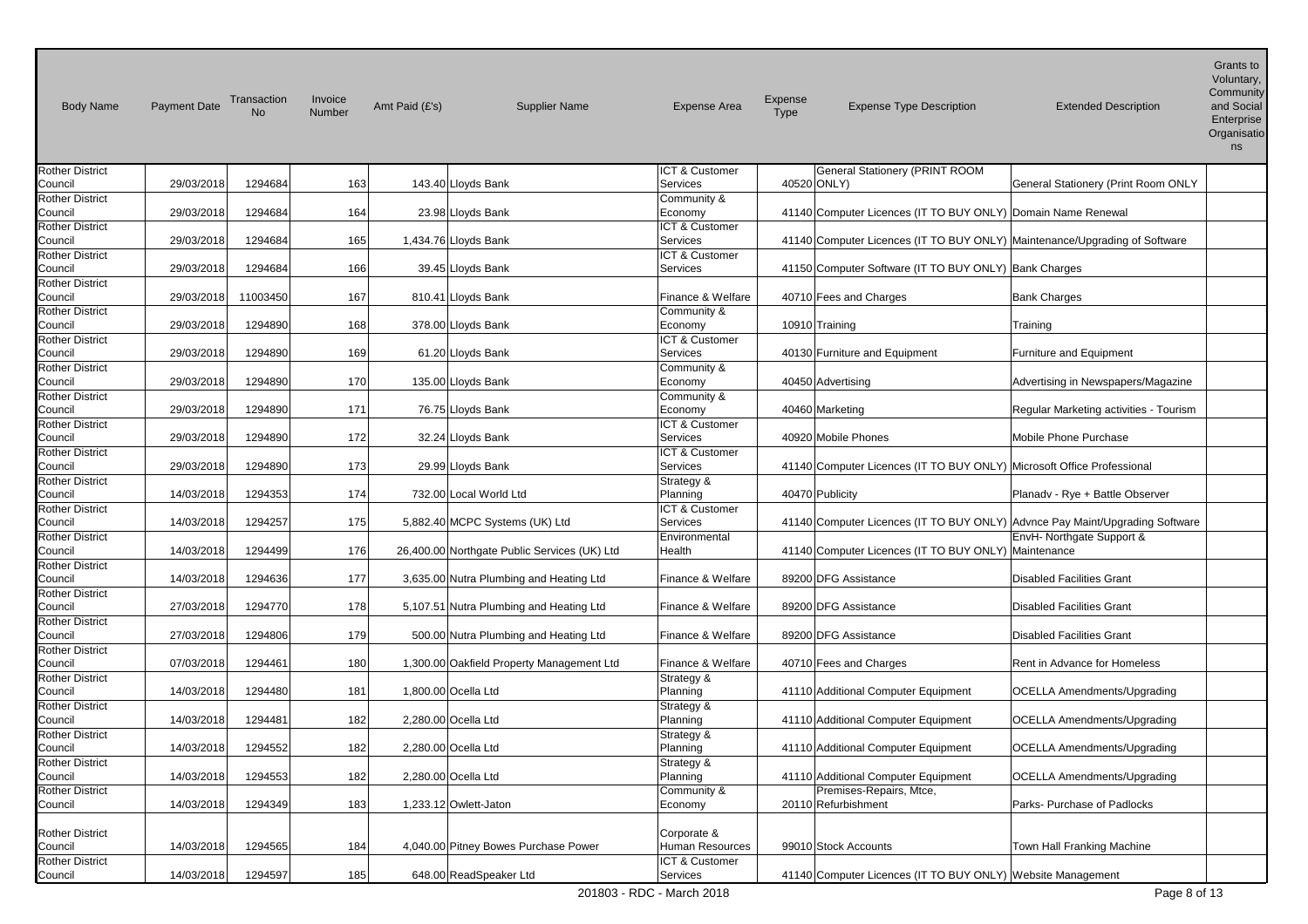| Body Name | Payment Date | Transaction No | Invoice Number | Amt Paid (£'s) | Supplier Name | Expense Area | Expense Type | Expense Type Description | Extended Description | Grants to Voluntary, Community and Social Enterprise Organisations |
|---|---|---|---|---|---|---|---|---|---|---|
| Rother District Council | 29/03/2018 | 1294684 | 163 | 143.40 | Lloyds Bank | ICT & Customer Services | 40520 | General Stationery (PRINT ROOM ONLY) | General Stationery (Print Room ONLY | |
| Rother District Council | 29/03/2018 | 1294684 | 164 | 23.98 | Lloyds Bank | Community & Economy | 41140 | Computer Licences (IT TO BUY ONLY) | Domain Name Renewal | |
| Rother District Council | 29/03/2018 | 1294684 | 165 | 1,434.76 | Lloyds Bank | ICT & Customer Services | 41140 | Computer Licences (IT TO BUY ONLY) | Maintenance/Upgrading of Software | |
| Rother District Council | 29/03/2018 | 1294684 | 166 | 39.45 | Lloyds Bank | ICT & Customer Services | 41150 | Computer Software (IT TO BUY ONLY) | Bank Charges | |
| Rother District Council | 29/03/2018 | 11003450 | 167 | 810.41 | Lloyds Bank | Finance & Welfare | 40710 | Fees and Charges | Bank Charges | |
| Rother District Council | 29/03/2018 | 1294890 | 168 | 378.00 | Lloyds Bank | Community & Economy | 10910 | Training | Training | |
| Rother District Council | 29/03/2018 | 1294890 | 169 | 61.20 | Lloyds Bank | ICT & Customer Services | 40130 | Furniture and Equipment | Furniture and Equipment | |
| Rother District Council | 29/03/2018 | 1294890 | 170 | 135.00 | Lloyds Bank | Community & Economy | 40450 | Advertising | Advertising in Newspapers/Magazine | |
| Rother District Council | 29/03/2018 | 1294890 | 171 | 76.75 | Lloyds Bank | Community & Economy | 40460 | Marketing | Regular Marketing activities - Tourism | |
| Rother District Council | 29/03/2018 | 1294890 | 172 | 32.24 | Lloyds Bank | ICT & Customer Services | 40920 | Mobile Phones | Mobile Phone Purchase | |
| Rother District Council | 29/03/2018 | 1294890 | 173 | 29.99 | Lloyds Bank | ICT & Customer Services | 41140 | Computer Licences (IT TO BUY ONLY) | Microsoft Office Professional | |
| Rother District Council | 14/03/2018 | 1294353 | 174 | 732.00 | Local World Ltd | Strategy & Planning | 40470 | Publicity | Planadv - Rye + Battle Observer | |
| Rother District Council | 14/03/2018 | 1294257 | 175 | 5,882.40 | MCPC Systems (UK) Ltd | ICT & Customer Services | 41140 | Computer Licences (IT TO BUY ONLY) | Advnce Pay Maint/Upgrading Software | |
| Rother District Council | 14/03/2018 | 1294499 | 176 | 26,400.00 | Northgate Public Services (UK) Ltd | Environmental Health | 41140 | Computer Licences (IT TO BUY ONLY) | EnvH- Northgate Support & Maintenance | |
| Rother District Council | 14/03/2018 | 1294636 | 177 | 3,635.00 | Nutra Plumbing and Heating Ltd | Finance & Welfare | 89200 | DFG Assistance | Disabled Facilities Grant | |
| Rother District Council | 27/03/2018 | 1294770 | 178 | 5,107.51 | Nutra Plumbing and Heating Ltd | Finance & Welfare | 89200 | DFG Assistance | Disabled Facilities Grant | |
| Rother District Council | 27/03/2018 | 1294806 | 179 | 500.00 | Nutra Plumbing and Heating Ltd | Finance & Welfare | 89200 | DFG Assistance | Disabled Facilities Grant | |
| Rother District Council | 07/03/2018 | 1294461 | 180 | 1,300.00 | Oakfield Property Management Ltd | Finance & Welfare | 40710 | Fees and Charges | Rent in Advance for Homeless | |
| Rother District Council | 14/03/2018 | 1294480 | 181 | 1,800.00 | Ocella Ltd | Strategy & Planning | 41110 | Additional Computer Equipment | OCELLA Amendments/Upgrading | |
| Rother District Council | 14/03/2018 | 1294481 | 182 | 2,280.00 | Ocella Ltd | Strategy & Planning | 41110 | Additional Computer Equipment | OCELLA Amendments/Upgrading | |
| Rother District Council | 14/03/2018 | 1294552 | 182 | 2,280.00 | Ocella Ltd | Strategy & Planning | 41110 | Additional Computer Equipment | OCELLA Amendments/Upgrading | |
| Rother District Council | 14/03/2018 | 1294553 | 182 | 2,280.00 | Ocella Ltd | Strategy & Planning | 41110 | Additional Computer Equipment | OCELLA Amendments/Upgrading | |
| Rother District Council | 14/03/2018 | 1294349 | 183 | 1,233.12 | Owlett-Jaton | Community & Economy | 20110 | Premises-Repairs, Mtce, Refurbishment | Parks- Purchase of Padlocks | |
| Rother District Council | 14/03/2018 | 1294565 | 184 | 4,040.00 | Pitney Bowes Purchase Power | Corporate & Human Resources | 99010 | Stock Accounts | Town Hall Franking Machine | |
| Rother District Council | 14/03/2018 | 1294597 | 185 | 648.00 | ReadSpeaker Ltd | ICT & Customer Services | 41140 | Computer Licences (IT TO BUY ONLY) | Website Management | |

201803 - RDC - March 2018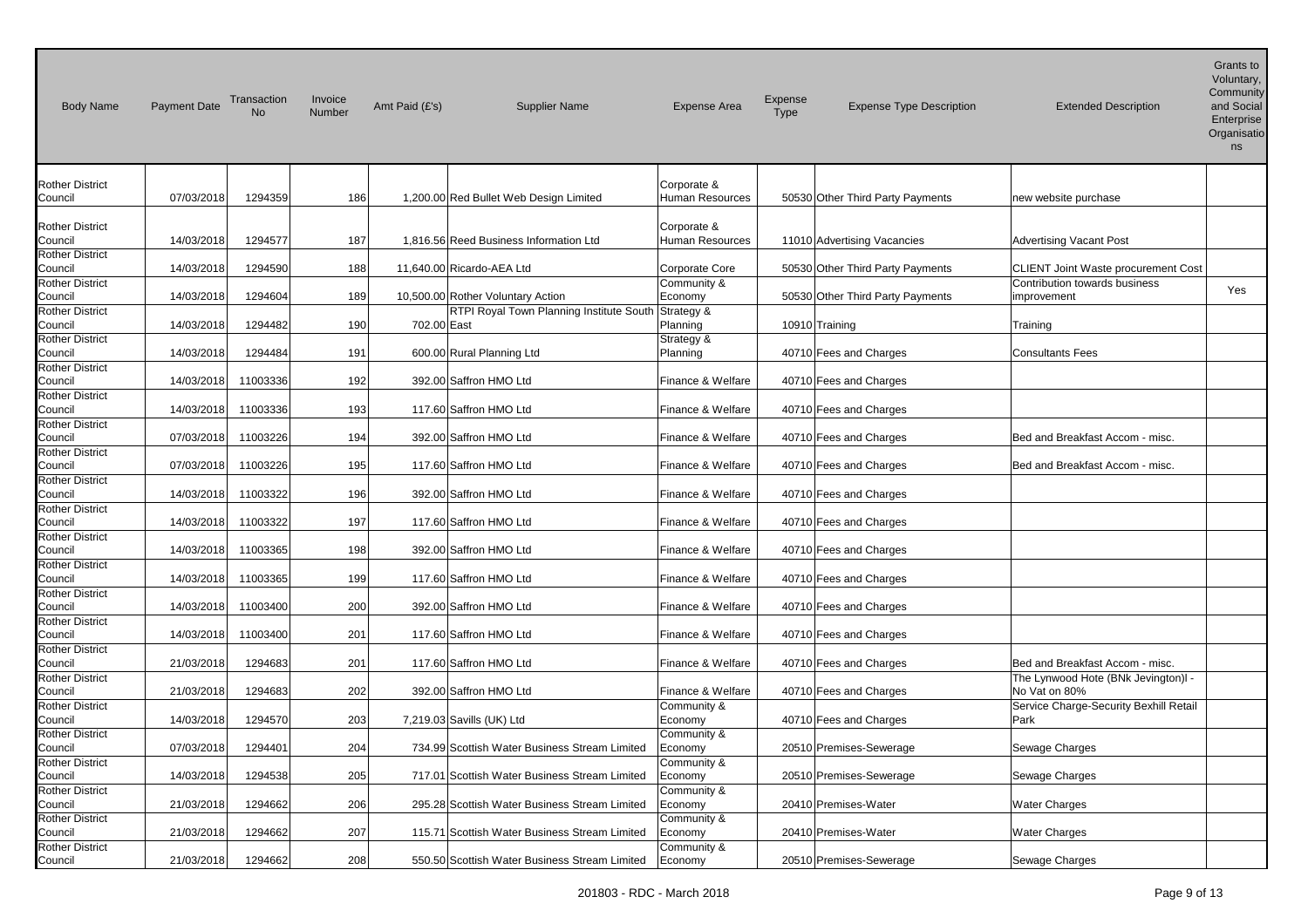| Body Name | Payment Date | Transaction No | Invoice Number | Amt Paid (£'s) | Supplier Name | Expense Area | Expense Type | Expense Type Description | Extended Description | Grants to Voluntary, Community and Social Enterprise Organisations |
|---|---|---|---|---|---|---|---|---|---|---|
| Rother District Council | 07/03/2018 | 1294359 | 186 | 1,200.00 | Red Bullet Web Design Limited | Corporate & Human Resources | 50530 | Other Third Party Payments | new website purchase | |
| Rother District Council | 14/03/2018 | 1294577 | 187 | 1,816.56 | Reed Business Information Ltd | Corporate & Human Resources | 11010 | Advertising Vacancies | Advertising Vacant Post | |
| Rother District Council | 14/03/2018 | 1294590 | 188 | 11,640.00 | Ricardo-AEA Ltd | Corporate Core | 50530 | Other Third Party Payments | CLIENT Joint Waste procurement Cost | |
| Rother District Council | 14/03/2018 | 1294604 | 189 | 10,500.00 | Rother Voluntary Action | Community & Economy | 50530 | Other Third Party Payments | Contribution towards business improvement | Yes |
| Rother District Council | 14/03/2018 | 1294482 | 190 | 702.00 | RTPI Royal Town Planning Institute South East | Strategy & Planning | 10910 | Training | Training | |
| Rother District Council | 14/03/2018 | 1294484 | 191 | 600.00 | Rural Planning Ltd | Strategy & Planning | 40710 | Fees and Charges | Consultants Fees | |
| Rother District Council | 14/03/2018 | 11003336 | 192 | 392.00 | Saffron HMO Ltd | Finance & Welfare | 40710 | Fees and Charges | | |
| Rother District Council | 14/03/2018 | 11003336 | 193 | 117.60 | Saffron HMO Ltd | Finance & Welfare | 40710 | Fees and Charges | | |
| Rother District Council | 07/03/2018 | 11003226 | 194 | 392.00 | Saffron HMO Ltd | Finance & Welfare | 40710 | Fees and Charges | Bed and Breakfast Accom - misc. | |
| Rother District Council | 07/03/2018 | 11003226 | 195 | 117.60 | Saffron HMO Ltd | Finance & Welfare | 40710 | Fees and Charges | Bed and Breakfast Accom - misc. | |
| Rother District Council | 14/03/2018 | 11003322 | 196 | 392.00 | Saffron HMO Ltd | Finance & Welfare | 40710 | Fees and Charges | | |
| Rother District Council | 14/03/2018 | 11003322 | 197 | 117.60 | Saffron HMO Ltd | Finance & Welfare | 40710 | Fees and Charges | | |
| Rother District Council | 14/03/2018 | 11003365 | 198 | 392.00 | Saffron HMO Ltd | Finance & Welfare | 40710 | Fees and Charges | | |
| Rother District Council | 14/03/2018 | 11003365 | 199 | 117.60 | Saffron HMO Ltd | Finance & Welfare | 40710 | Fees and Charges | | |
| Rother District Council | 14/03/2018 | 11003400 | 200 | 392.00 | Saffron HMO Ltd | Finance & Welfare | 40710 | Fees and Charges | | |
| Rother District Council | 14/03/2018 | 11003400 | 201 | 117.60 | Saffron HMO Ltd | Finance & Welfare | 40710 | Fees and Charges | | |
| Rother District Council | 21/03/2018 | 1294683 | 201 | 117.60 | Saffron HMO Ltd | Finance & Welfare | 40710 | Fees and Charges | Bed and Breakfast Accom - misc. | |
| Rother District Council | 21/03/2018 | 1294683 | 202 | 392.00 | Saffron HMO Ltd | Finance & Welfare | 40710 | Fees and Charges | The Lynwood Hote (BNk Jevington)l - No Vat on 80% | |
| Rother District Council | 14/03/2018 | 1294570 | 203 | 7,219.03 | Savills (UK) Ltd | Community & Economy | 40710 | Fees and Charges | Service Charge-Security Bexhill Retail Park | |
| Rother District Council | 07/03/2018 | 1294401 | 204 | 734.99 | Scottish Water Business Stream Limited | Community & Economy | 20510 | Premises-Sewerage | Sewage Charges | |
| Rother District Council | 14/03/2018 | 1294538 | 205 | 717.01 | Scottish Water Business Stream Limited | Community & Economy | 20510 | Premises-Sewerage | Sewage Charges | |
| Rother District Council | 21/03/2018 | 1294662 | 206 | 295.28 | Scottish Water Business Stream Limited | Community & Economy | 20410 | Premises-Water | Water Charges | |
| Rother District Council | 21/03/2018 | 1294662 | 207 | 115.71 | Scottish Water Business Stream Limited | Community & Economy | 20410 | Premises-Water | Water Charges | |
| Rother District Council | 21/03/2018 | 1294662 | 208 | 550.50 | Scottish Water Business Stream Limited | Community & Economy | 20510 | Premises-Sewerage | Sewage Charges | |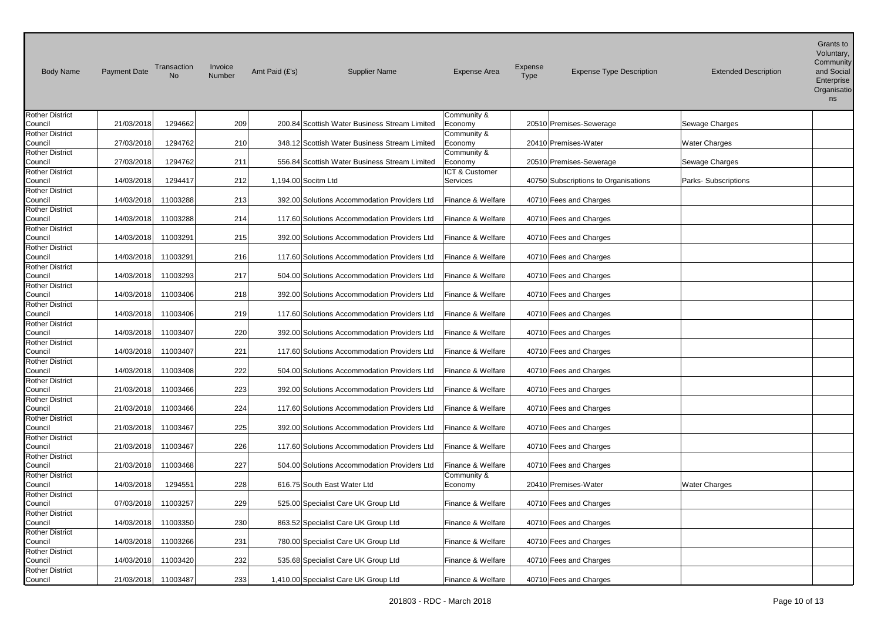| Body Name | Payment Date | Transaction No | Invoice Number | Amt Paid (£'s) | Supplier Name | Expense Area | Expense Type | Expense Type Description | Extended Description | Grants to Voluntary, Community and Social Enterprise Organisations |
|---|---|---|---|---|---|---|---|---|---|---|
| Rother District Council | 21/03/2018 | 1294662 | 209 | 200.84 | Scottish Water Business Stream Limited | Community & Economy | 20510 | Premises-Sewerage | Sewage Charges | |
| Rother District Council | 27/03/2018 | 1294762 | 210 | 348.12 | Scottish Water Business Stream Limited | Community & Economy | 20410 | Premises-Water | Water Charges | |
| Rother District Council | 27/03/2018 | 1294762 | 211 | 556.84 | Scottish Water Business Stream Limited | Community & Economy | 20510 | Premises-Sewerage | Sewage Charges | |
| Rother District Council | 14/03/2018 | 1294417 | 212 | 1,194.00 | Socitm Ltd | ICT & Customer Services | 40750 | Subscriptions to Organisations | Parks- Subscriptions | |
| Rother District Council | 14/03/2018 | 11003288 | 213 | 392.00 | Solutions Accommodation Providers Ltd | Finance & Welfare | 40710 | Fees and Charges | | |
| Rother District Council | 14/03/2018 | 11003288 | 214 | 117.60 | Solutions Accommodation Providers Ltd | Finance & Welfare | 40710 | Fees and Charges | | |
| Rother District Council | 14/03/2018 | 11003291 | 215 | 392.00 | Solutions Accommodation Providers Ltd | Finance & Welfare | 40710 | Fees and Charges | | |
| Rother District Council | 14/03/2018 | 11003291 | 216 | 117.60 | Solutions Accommodation Providers Ltd | Finance & Welfare | 40710 | Fees and Charges | | |
| Rother District Council | 14/03/2018 | 11003293 | 217 | 504.00 | Solutions Accommodation Providers Ltd | Finance & Welfare | 40710 | Fees and Charges | | |
| Rother District Council | 14/03/2018 | 11003406 | 218 | 392.00 | Solutions Accommodation Providers Ltd | Finance & Welfare | 40710 | Fees and Charges | | |
| Rother District Council | 14/03/2018 | 11003406 | 219 | 117.60 | Solutions Accommodation Providers Ltd | Finance & Welfare | 40710 | Fees and Charges | | |
| Rother District Council | 14/03/2018 | 11003407 | 220 | 392.00 | Solutions Accommodation Providers Ltd | Finance & Welfare | 40710 | Fees and Charges | | |
| Rother District Council | 14/03/2018 | 11003407 | 221 | 117.60 | Solutions Accommodation Providers Ltd | Finance & Welfare | 40710 | Fees and Charges | | |
| Rother District Council | 14/03/2018 | 11003408 | 222 | 504.00 | Solutions Accommodation Providers Ltd | Finance & Welfare | 40710 | Fees and Charges | | |
| Rother District Council | 21/03/2018 | 11003466 | 223 | 392.00 | Solutions Accommodation Providers Ltd | Finance & Welfare | 40710 | Fees and Charges | | |
| Rother District Council | 21/03/2018 | 11003466 | 224 | 117.60 | Solutions Accommodation Providers Ltd | Finance & Welfare | 40710 | Fees and Charges | | |
| Rother District Council | 21/03/2018 | 11003467 | 225 | 392.00 | Solutions Accommodation Providers Ltd | Finance & Welfare | 40710 | Fees and Charges | | |
| Rother District Council | 21/03/2018 | 11003467 | 226 | 117.60 | Solutions Accommodation Providers Ltd | Finance & Welfare | 40710 | Fees and Charges | | |
| Rother District Council | 21/03/2018 | 11003468 | 227 | 504.00 | Solutions Accommodation Providers Ltd | Finance & Welfare | 40710 | Fees and Charges | | |
| Rother District Council | 14/03/2018 | 1294551 | 228 | 616.75 | South East Water Ltd | Community & Economy | 20410 | Premises-Water | Water Charges | |
| Rother District Council | 07/03/2018 | 11003257 | 229 | 525.00 | Specialist Care UK Group Ltd | Finance & Welfare | 40710 | Fees and Charges | | |
| Rother District Council | 14/03/2018 | 11003350 | 230 | 863.52 | Specialist Care UK Group Ltd | Finance & Welfare | 40710 | Fees and Charges | | |
| Rother District Council | 14/03/2018 | 11003266 | 231 | 780.00 | Specialist Care UK Group Ltd | Finance & Welfare | 40710 | Fees and Charges | | |
| Rother District Council | 14/03/2018 | 11003420 | 232 | 535.68 | Specialist Care UK Group Ltd | Finance & Welfare | 40710 | Fees and Charges | | |
| Rother District Council | 21/03/2018 | 11003487 | 233 | 1,410.00 | Specialist Care UK Group Ltd | Finance & Welfare | 40710 | Fees and Charges | | |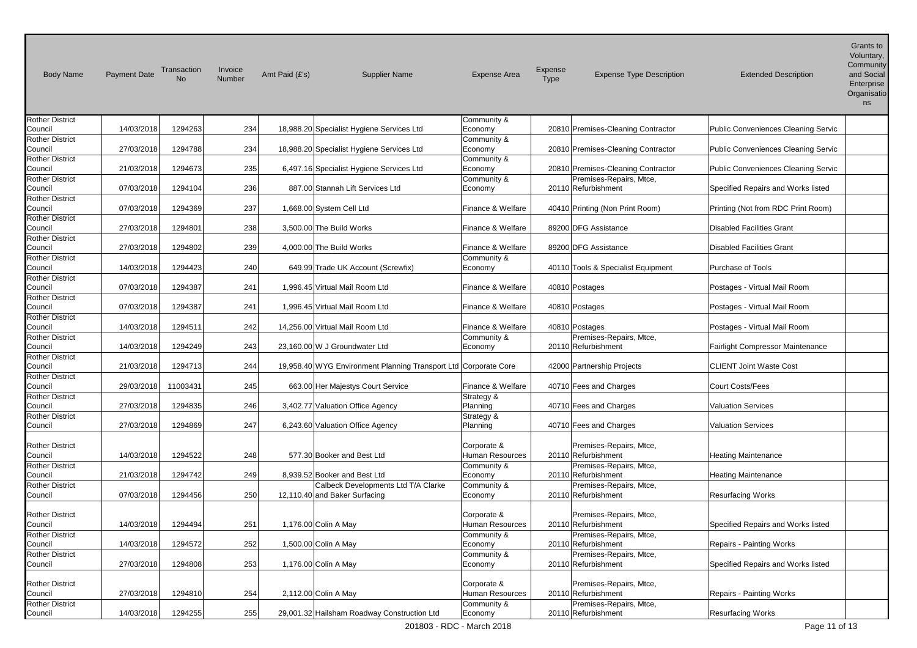| Body Name | Payment Date | Transaction No | Invoice Number | Amt Paid (£'s) | Supplier Name | Expense Area | Expense Type | Expense Type Description | Extended Description | Grants to Voluntary, Community and Social Enterprise Organisations |
|---|---|---|---|---|---|---|---|---|---|---|
| Rother District Council | 14/03/2018 | 1294263 | 234 | 18,988.20 | Specialist Hygiene Services Ltd | Community & Economy | 20810 | Premises-Cleaning Contractor | Public Conveniences Cleaning Servic | |
| Rother District Council | 27/03/2018 | 1294788 | 234 | 18,988.20 | Specialist Hygiene Services Ltd | Community & Economy | 20810 | Premises-Cleaning Contractor | Public Conveniences Cleaning Servic | |
| Rother District Council | 21/03/2018 | 1294673 | 235 | 6,497.16 | Specialist Hygiene Services Ltd | Community & Economy | 20810 | Premises-Cleaning Contractor | Public Conveniences Cleaning Servic | |
| Rother District Council | 07/03/2018 | 1294104 | 236 | 887.00 | Stannah Lift Services Ltd | Community & Economy | 20110 | Premises-Repairs, Mtce, Refurbishment | Specified Repairs and Works listed | |
| Rother District Council | 07/03/2018 | 1294369 | 237 | 1,668.00 | System Cell Ltd | Finance & Welfare | 40410 | Printing (Non Print Room) | Printing (Not from RDC Print Room) | |
| Rother District Council | 27/03/2018 | 1294801 | 238 | 3,500.00 | The Build Works | Finance & Welfare | 89200 | DFG Assistance | Disabled Facilities Grant | |
| Rother District Council | 27/03/2018 | 1294802 | 239 | 4,000.00 | The Build Works | Finance & Welfare | 89200 | DFG Assistance | Disabled Facilities Grant | |
| Rother District Council | 14/03/2018 | 1294423 | 240 | 649.99 | Trade UK Account (Screwfix) | Community & Economy | 40110 | Tools & Specialist Equipment | Purchase of Tools | |
| Rother District Council | 07/03/2018 | 1294387 | 241 | 1,996.45 | Virtual Mail Room Ltd | Finance & Welfare | 40810 | Postages | Postages - Virtual Mail Room | |
| Rother District Council | 07/03/2018 | 1294387 | 241 | 1,996.45 | Virtual Mail Room Ltd | Finance & Welfare | 40810 | Postages | Postages - Virtual Mail Room | |
| Rother District Council | 14/03/2018 | 1294511 | 242 | 14,256.00 | Virtual Mail Room Ltd | Finance & Welfare | 40810 | Postages | Postages - Virtual Mail Room | |
| Rother District Council | 14/03/2018 | 1294249 | 243 | 23,160.00 | W J Groundwater Ltd | Community & Economy | 20110 | Premises-Repairs, Mtce, Refurbishment | Fairlight Compressor Maintenance | |
| Rother District Council | 21/03/2018 | 1294713 | 244 | 19,958.40 | WYG Environment Planning Transport Ltd | Corporate Core | 42000 | Partnership Projects | CLIENT Joint Waste Cost | |
| Rother District Council | 29/03/2018 | 11003431 | 245 | 663.00 | Her Majestys Court Service | Finance & Welfare | 40710 | Fees and Charges | Court Costs/Fees | |
| Rother District Council | 27/03/2018 | 1294835 | 246 | 3,402.77 | Valuation Office Agency | Strategy & Planning | 40710 | Fees and Charges | Valuation Services | |
| Rother District Council | 27/03/2018 | 1294869 | 247 | 6,243.60 | Valuation Office Agency | Strategy & Planning | 40710 | Fees and Charges | Valuation Services | |
| Rother District Council | 14/03/2018 | 1294522 | 248 | 577.30 | Booker and Best Ltd | Corporate & Human Resources | 20110 | Premises-Repairs, Mtce, Refurbishment | Heating Maintenance | |
| Rother District Council | 21/03/2018 | 1294742 | 249 | 8,939.52 | Booker and Best Ltd | Community & Economy | 20110 | Premises-Repairs, Mtce, Refurbishment | Heating Maintenance | |
| Rother District Council | 07/03/2018 | 1294456 | 250 | 12,110.40 | Calbeck Developments Ltd T/A Clarke and Baker Surfacing | Community & Economy | 20110 | Premises-Repairs, Mtce, Refurbishment | Resurfacing Works | |
| Rother District Council | 14/03/2018 | 1294494 | 251 | 1,176.00 | Colin A May | Corporate & Human Resources | 20110 | Premises-Repairs, Mtce, Refurbishment | Specified Repairs and Works listed | |
| Rother District Council | 14/03/2018 | 1294572 | 252 | 1,500.00 | Colin A May | Community & Economy | 20110 | Premises-Repairs, Mtce, Refurbishment | Repairs - Painting Works | |
| Rother District Council | 27/03/2018 | 1294808 | 253 | 1,176.00 | Colin A May | Community & Economy | 20110 | Premises-Repairs, Mtce, Refurbishment | Specified Repairs and Works listed | |
| Rother District Council | 27/03/2018 | 1294810 | 254 | 2,112.00 | Colin A May | Corporate & Human Resources | 20110 | Premises-Repairs, Mtce, Refurbishment | Repairs - Painting Works | |
| Rother District Council | 14/03/2018 | 1294255 | 255 | 29,001.32 | Hailsham Roadway Construction Ltd | Community & Economy | 20110 | Premises-Repairs, Mtce, Refurbishment | Resurfacing Works | |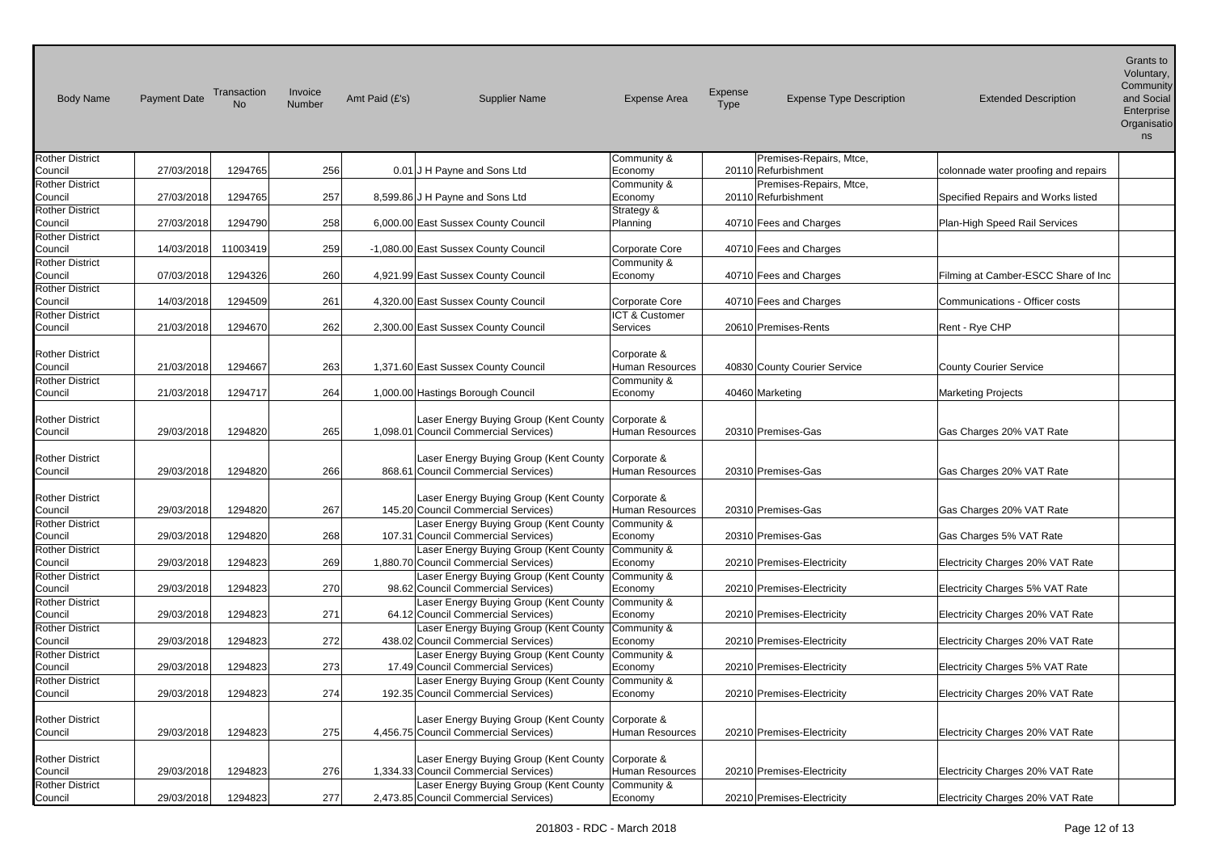| Body Name | Payment Date | Transaction No | Invoice Number | Amt Paid (£'s) | Supplier Name | Expense Area | Expense Type | Expense Type Description | Extended Description | Grants to Voluntary, Community and Social Enterprise Organisations |
|---|---|---|---|---|---|---|---|---|---|---|
| Rother District Council | 27/03/2018 | 1294765 | 256 | 0.01 | J H Payne and Sons Ltd | Community & Economy | 20110 | Premises-Repairs, Mtce, Refurbishment | colonnade water proofing and repairs | |
| Rother District Council | 27/03/2018 | 1294765 | 257 | 8,599.86 | J H Payne and Sons Ltd | Community & Economy | 20110 | Premises-Repairs, Mtce, Refurbishment | Specified Repairs and Works listed | |
| Rother District Council | 27/03/2018 | 1294790 | 258 | 6,000.00 | East Sussex County Council | Strategy & Planning | 40710 | Fees and Charges | Plan-High Speed Rail Services | |
| Rother District Council | 14/03/2018 | 11003419 | 259 | -1,080.00 | East Sussex County Council | Corporate Core | 40710 | Fees and Charges | | |
| Rother District Council | 07/03/2018 | 1294326 | 260 | 4,921.99 | East Sussex County Council | Community & Economy | 40710 | Fees and Charges | Filming at Camber-ESCC Share of Inc | |
| Rother District Council | 14/03/2018 | 1294509 | 261 | 4,320.00 | East Sussex County Council | Corporate Core | 40710 | Fees and Charges | Communications - Officer costs | |
| Rother District Council | 21/03/2018 | 1294670 | 262 | 2,300.00 | East Sussex County Council | ICT & Customer Services | 20610 | Premises-Rents | Rent - Rye CHP | |
| Rother District Council | 21/03/2018 | 1294667 | 263 | 1,371.60 | East Sussex County Council | Corporate & Human Resources | 40830 | County Courier Service | County Courier Service | |
| Rother District Council | 21/03/2018 | 1294717 | 264 | 1,000.00 | Hastings Borough Council | Community & Economy | 40460 | Marketing | Marketing Projects | |
| Rother District Council | 29/03/2018 | 1294820 | 265 | 1,098.01 | Laser Energy Buying Group (Kent County Council Commercial Services) | Corporate & Human Resources | 20310 | Premises-Gas | Gas Charges 20% VAT Rate | |
| Rother District Council | 29/03/2018 | 1294820 | 266 | 868.61 | Laser Energy Buying Group (Kent County Council Commercial Services) | Corporate & Human Resources | 20310 | Premises-Gas | Gas Charges 20% VAT Rate | |
| Rother District Council | 29/03/2018 | 1294820 | 267 | 145.20 | Laser Energy Buying Group (Kent County Council Commercial Services) | Corporate & Human Resources | 20310 | Premises-Gas | Gas Charges 20% VAT Rate | |
| Rother District Council | 29/03/2018 | 1294820 | 268 | 107.31 | Laser Energy Buying Group (Kent County Council Commercial Services) | Community & Economy | 20310 | Premises-Gas | Gas Charges 5% VAT Rate | |
| Rother District Council | 29/03/2018 | 1294823 | 269 | 1,880.70 | Laser Energy Buying Group (Kent County Council Commercial Services) | Community & Economy | 20210 | Premises-Electricity | Electricity Charges 20% VAT Rate | |
| Rother District Council | 29/03/2018 | 1294823 | 270 | 98.62 | Laser Energy Buying Group (Kent County Council Commercial Services) | Community & Economy | 20210 | Premises-Electricity | Electricity Charges 5% VAT Rate | |
| Rother District Council | 29/03/2018 | 1294823 | 271 | 64.12 | Laser Energy Buying Group (Kent County Council Commercial Services) | Community & Economy | 20210 | Premises-Electricity | Electricity Charges 20% VAT Rate | |
| Rother District Council | 29/03/2018 | 1294823 | 272 | 438.02 | Laser Energy Buying Group (Kent County Council Commercial Services) | Community & Economy | 20210 | Premises-Electricity | Electricity Charges 20% VAT Rate | |
| Rother District Council | 29/03/2018 | 1294823 | 273 | 17.49 | Laser Energy Buying Group (Kent County Council Commercial Services) | Community & Economy | 20210 | Premises-Electricity | Electricity Charges 5% VAT Rate | |
| Rother District Council | 29/03/2018 | 1294823 | 274 | 192.35 | Laser Energy Buying Group (Kent County Council Commercial Services) | Community & Economy | 20210 | Premises-Electricity | Electricity Charges 20% VAT Rate | |
| Rother District Council | 29/03/2018 | 1294823 | 275 | 4,456.75 | Laser Energy Buying Group (Kent County Council Commercial Services) | Corporate & Human Resources | 20210 | Premises-Electricity | Electricity Charges 20% VAT Rate | |
| Rother District Council | 29/03/2018 | 1294823 | 276 | 1,334.33 | Laser Energy Buying Group (Kent County Council Commercial Services) | Corporate & Human Resources | 20210 | Premises-Electricity | Electricity Charges 20% VAT Rate | |
| Rother District Council | 29/03/2018 | 1294823 | 277 | 2,473.85 | Laser Energy Buying Group (Kent County Council Commercial Services) | Community & Economy | 20210 | Premises-Electricity | Electricity Charges 20% VAT Rate | |

201803 - RDC - March 2018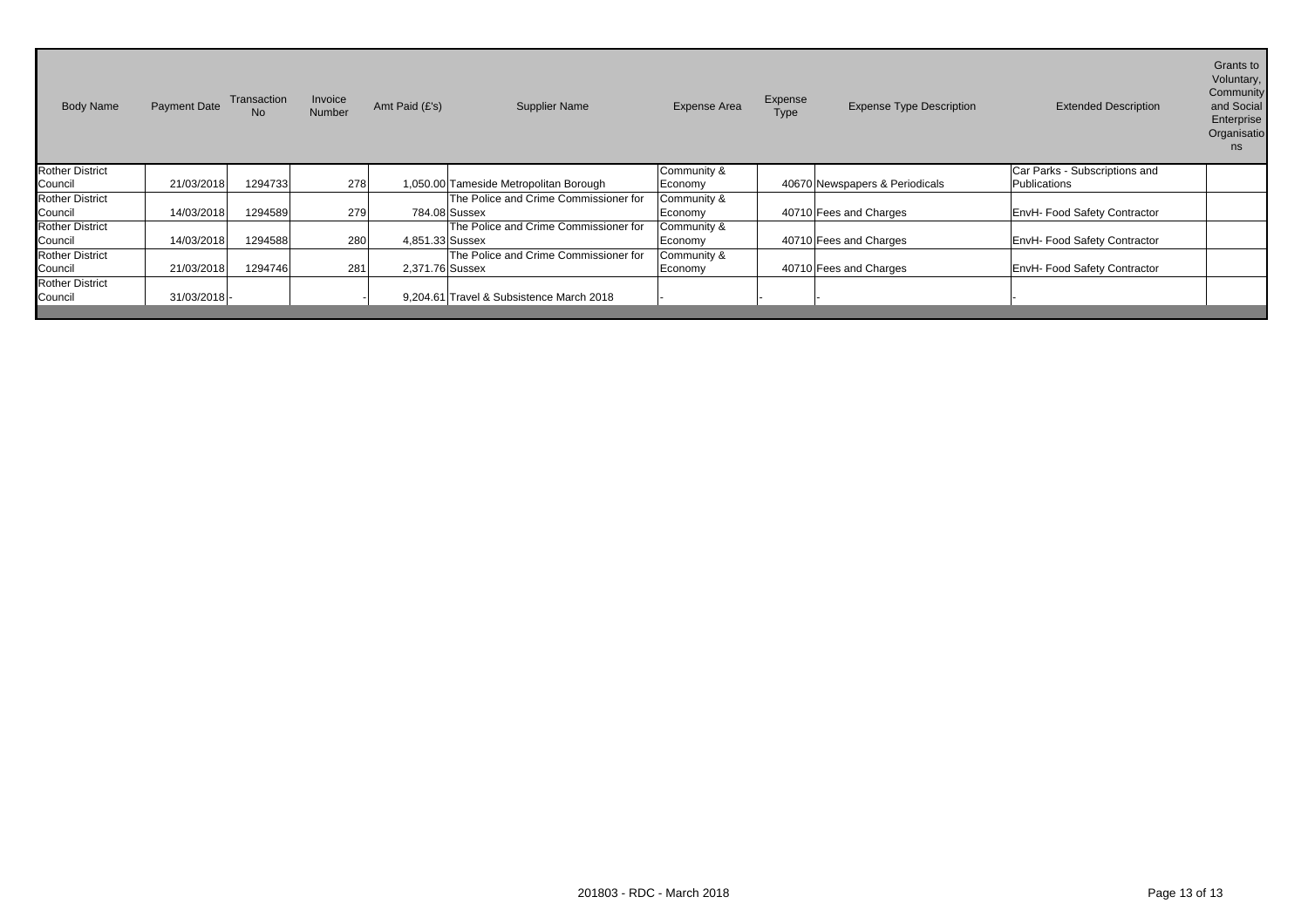| Body Name | Payment Date | Transaction No | Invoice Number | Amt Paid (£'s) | Supplier Name | Expense Area | Expense Type | Expense Type Description | Extended Description | Grants to Voluntary, Community and Social Enterprise Organisations |
|---|---|---|---|---|---|---|---|---|---|---|
| Rother District Council | 21/03/2018 | 1294733 | 278 | 1,050.00 | Tameside Metropolitan Borough | Community & Economy | 40670 | Newspapers & Periodicals | Car Parks - Subscriptions and Publications | |
| Rother District Council | 14/03/2018 | 1294589 | 279 | 784.08 | The Police and Crime Commissioner for Sussex | Community & Economy | 40710 | Fees and Charges | EnvH- Food Safety Contractor | |
| Rother District Council | 14/03/2018 | 1294588 | 280 | 4,851.33 | The Police and Crime Commissioner for Sussex | Community & Economy | 40710 | Fees and Charges | EnvH- Food Safety Contractor | |
| Rother District Council | 21/03/2018 | 1294746 | 281 | 2,371.76 | The Police and Crime Commissioner for Sussex | Community & Economy | 40710 | Fees and Charges | EnvH- Food Safety Contractor | |
| Rother District Council | 31/03/2018 | - | - | 9,204.61 | Travel & Subsistence March 2018 | - | - | - | - | |

201803 - RDC - March 2018